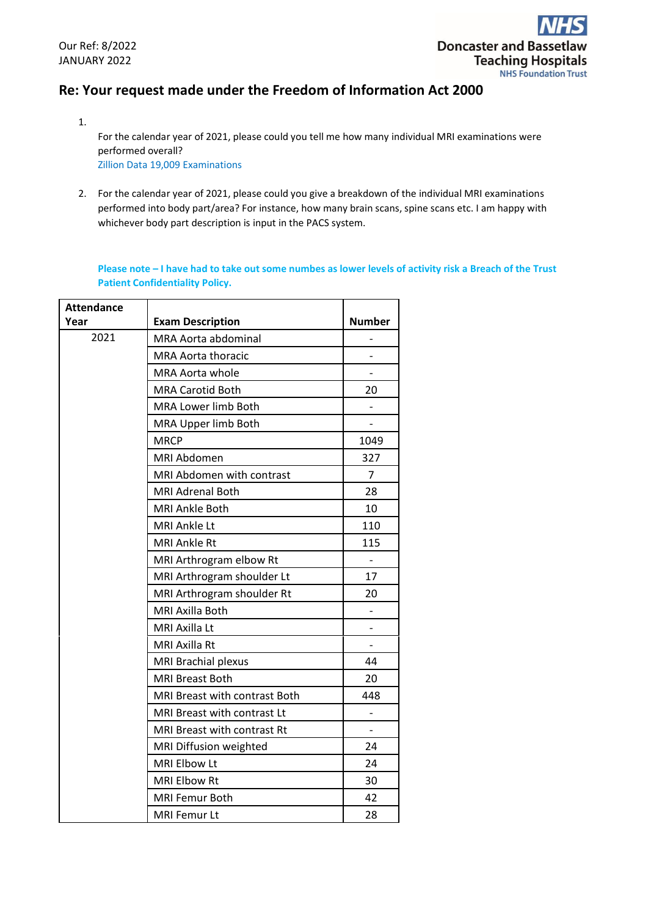Our Ref: 8/2022
JANUARY 2022

Doncaster and Bassetlaw Teaching Hospitals NHS Foundation Trust

## Re: Your request made under the Freedom of Information Act 2000

1. For the calendar year of 2021, please could you tell me how many individual MRI examinations were performed overall?
   Zillion Data 19,009 Examinations

2. For the calendar year of 2021, please could you give a breakdown of the individual MRI examinations performed into body part/area? For instance, how many brain scans, spine scans etc. I am happy with whichever body part description is input in the PACS system.

   **Please note – I have had to take out some numbes as lower levels of activity risk a Breach of the Trust Patient Confidentiality Policy.**

| Attendance Year | Exam Description | Number |
|---|---|---|
| 2021 | MRA Aorta abdominal | - |
| | MRA Aorta thoracic | - |
| | MRA Aorta whole | - |
| | MRA Carotid Both | 20 |
| | MRA Lower limb Both | - |
| | MRA Upper limb Both | - |
| | MRCP | 1049 |
| | MRI Abdomen | 327 |
| | MRI Abdomen with contrast | 7 |
| | MRI Adrenal Both | 28 |
| | MRI Ankle Both | 10 |
| | MRI Ankle Lt | 110 |
| | MRI Ankle Rt | 115 |
| | MRI Arthrogram elbow Rt | - |
| | MRI Arthrogram shoulder Lt | 17 |
| | MRI Arthrogram shoulder Rt | 20 |
| | MRI Axilla Both | - |
| | MRI Axilla Lt | - |
| | MRI Axilla Rt | - |
| | MRI Brachial plexus | 44 |
| | MRI Breast Both | 20 |
| | MRI Breast with contrast Both | 448 |
| | MRI Breast with contrast Lt | - |
| | MRI Breast with contrast Rt | - |
| | MRI Diffusion weighted | 24 |
| | MRI Elbow Lt | 24 |
| | MRI Elbow Rt | 30 |
| | MRI Femur Both | 42 |
| | MRI Femur Lt | 28 |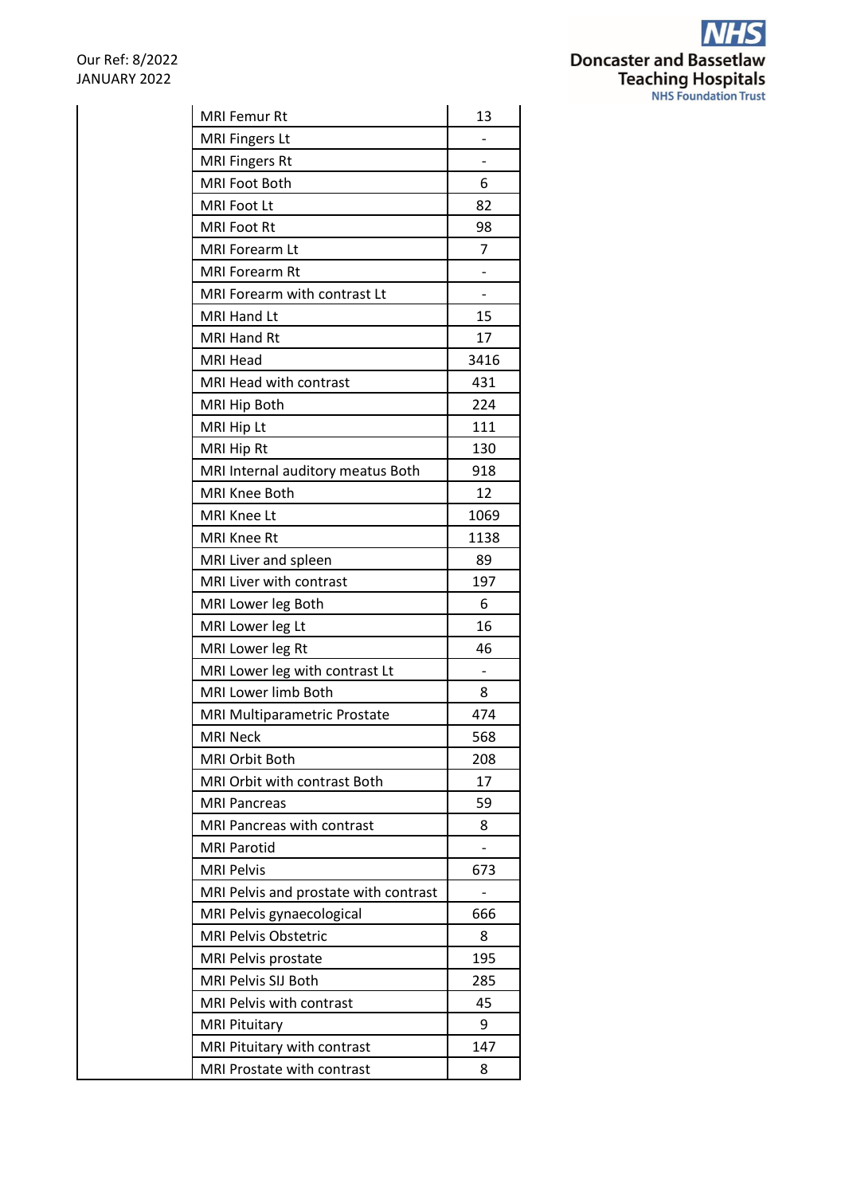Our Ref: 8/2022
JANUARY 2022

| | | |
|---|---|---|
| | MRI Femur Rt | 13 |
| | MRI Fingers Lt | - |
| | MRI Fingers Rt | - |
| | MRI Foot Both | 6 |
| | MRI Foot Lt | 82 |
| | MRI Foot Rt | 98 |
| | MRI Forearm Lt | 7 |
| | MRI Forearm Rt | - |
| | MRI Forearm with contrast Lt | - |
| | MRI Hand Lt | 15 |
| | MRI Hand Rt | 17 |
| | MRI Head | 3416 |
| | MRI Head with contrast | 431 |
| | MRI Hip Both | 224 |
| | MRI Hip Lt | 111 |
| | MRI Hip Rt | 130 |
| | MRI Internal auditory meatus Both | 918 |
| | MRI Knee Both | 12 |
| | MRI Knee Lt | 1069 |
| | MRI Knee Rt | 1138 |
| | MRI Liver and spleen | 89 |
| | MRI Liver with contrast | 197 |
| | MRI Lower leg Both | 6 |
| | MRI Lower leg Lt | 16 |
| | MRI Lower leg Rt | 46 |
| | MRI Lower leg with contrast Lt | - |
| | MRI Lower limb Both | 8 |
| | MRI Multiparametric Prostate | 474 |
| | MRI Neck | 568 |
| | MRI Orbit Both | 208 |
| | MRI Orbit with contrast Both | 17 |
| | MRI Pancreas | 59 |
| | MRI Pancreas with contrast | 8 |
| | MRI Parotid | - |
| | MRI Pelvis | 673 |
| | MRI Pelvis and prostate with contrast | - |
| | MRI Pelvis gynaecological | 666 |
| | MRI Pelvis Obstetric | 8 |
| | MRI Pelvis prostate | 195 |
| | MRI Pelvis SIJ Both | 285 |
| | MRI Pelvis with contrast | 45 |
| | MRI Pituitary | 9 |
| | MRI Pituitary with contrast | 147 |
| | MRI Prostate with contrast | 8 |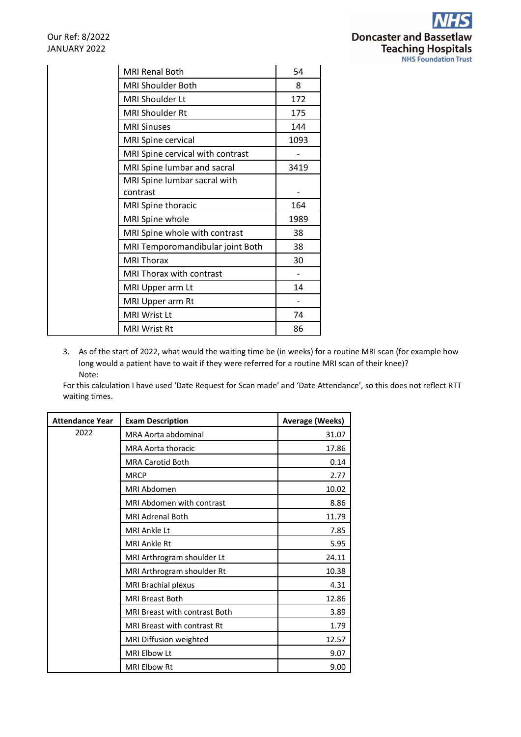| | MRI Renal Both | 54 |
|---|---|---|
| | MRI Shoulder Both | 8 |
| | MRI Shoulder Lt | 172 |
| | MRI Shoulder Rt | 175 |
| | MRI Sinuses | 144 |
| | MRI Spine cervical | 1093 |
| | MRI Spine cervical with contrast | - |
| | MRI Spine lumbar and sacral | 3419 |
| | MRI Spine lumbar sacral with contrast | - |
| | MRI Spine thoracic | 164 |
| | MRI Spine whole | 1989 |
| | MRI Spine whole with contrast | 38 |
| | MRI Temporomandibular joint Both | 38 |
| | MRI Thorax | 30 |
| | MRI Thorax with contrast | - |
| | MRI Upper arm Lt | 14 |
| | MRI Upper arm Rt | - |
| | MRI Wrist Lt | 74 |
| | MRI Wrist Rt | 86 |

3. As of the start of 2022, what would the waiting time be (in weeks) for a routine MRI scan (for example how long would a patient have to wait if they were referred for a routine MRI scan of their knee)?
   Note:

For this calculation I have used 'Date Request for Scan made' and 'Date Attendance', so this does not reflect RTT waiting times.

| Attendance Year | Exam Description | Average (Weeks) |
|---|---|---|
| 2022 | MRA Aorta abdominal | 31.07 |
| | MRA Aorta thoracic | 17.86 |
| | MRA Carotid Both | 0.14 |
| | MRCP | 2.77 |
| | MRI Abdomen | 10.02 |
| | MRI Abdomen with contrast | 8.86 |
| | MRI Adrenal Both | 11.79 |
| | MRI Ankle Lt | 7.85 |
| | MRI Ankle Rt | 5.95 |
| | MRI Arthrogram shoulder Lt | 24.11 |
| | MRI Arthrogram shoulder Rt | 10.38 |
| | MRI Brachial plexus | 4.31 |
| | MRI Breast Both | 12.86 |
| | MRI Breast with contrast Both | 3.89 |
| | MRI Breast with contrast Rt | 1.79 |
| | MRI Diffusion weighted | 12.57 |
| | MRI Elbow Lt | 9.07 |
| | MRI Elbow Rt | 9.00 |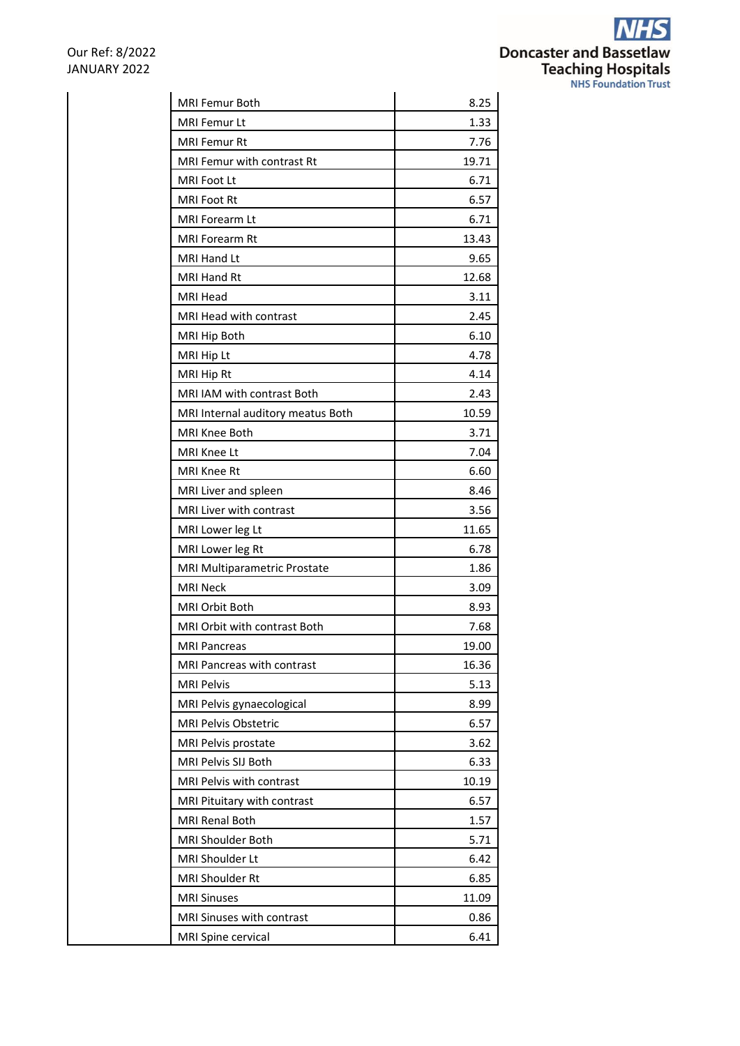| | | |
|---|---|---|
| | MRI Femur Both | 8.25 |
| | MRI Femur Lt | 1.33 |
| | MRI Femur Rt | 7.76 |
| | MRI Femur with contrast Rt | 19.71 |
| | MRI Foot Lt | 6.71 |
| | MRI Foot Rt | 6.57 |
| | MRI Forearm Lt | 6.71 |
| | MRI Forearm Rt | 13.43 |
| | MRI Hand Lt | 9.65 |
| | MRI Hand Rt | 12.68 |
| | MRI Head | 3.11 |
| | MRI Head with contrast | 2.45 |
| | MRI Hip Both | 6.10 |
| | MRI Hip Lt | 4.78 |
| | MRI Hip Rt | 4.14 |
| | MRI IAM with contrast Both | 2.43 |
| | MRI Internal auditory meatus Both | 10.59 |
| | MRI Knee Both | 3.71 |
| | MRI Knee Lt | 7.04 |
| | MRI Knee Rt | 6.60 |
| | MRI Liver and spleen | 8.46 |
| | MRI Liver with contrast | 3.56 |
| | MRI Lower leg Lt | 11.65 |
| | MRI Lower leg Rt | 6.78 |
| | MRI Multiparametric Prostate | 1.86 |
| | MRI Neck | 3.09 |
| | MRI Orbit Both | 8.93 |
| | MRI Orbit with contrast Both | 7.68 |
| | MRI Pancreas | 19.00 |
| | MRI Pancreas with contrast | 16.36 |
| | MRI Pelvis | 5.13 |
| | MRI Pelvis gynaecological | 8.99 |
| | MRI Pelvis Obstetric | 6.57 |
| | MRI Pelvis prostate | 3.62 |
| | MRI Pelvis SIJ Both | 6.33 |
| | MRI Pelvis with contrast | 10.19 |
| | MRI Pituitary with contrast | 6.57 |
| | MRI Renal Both | 1.57 |
| | MRI Shoulder Both | 5.71 |
| | MRI Shoulder Lt | 6.42 |
| | MRI Shoulder Rt | 6.85 |
| | MRI Sinuses | 11.09 |
| | MRI Sinuses with contrast | 0.86 |
| | MRI Spine cervical | 6.41 |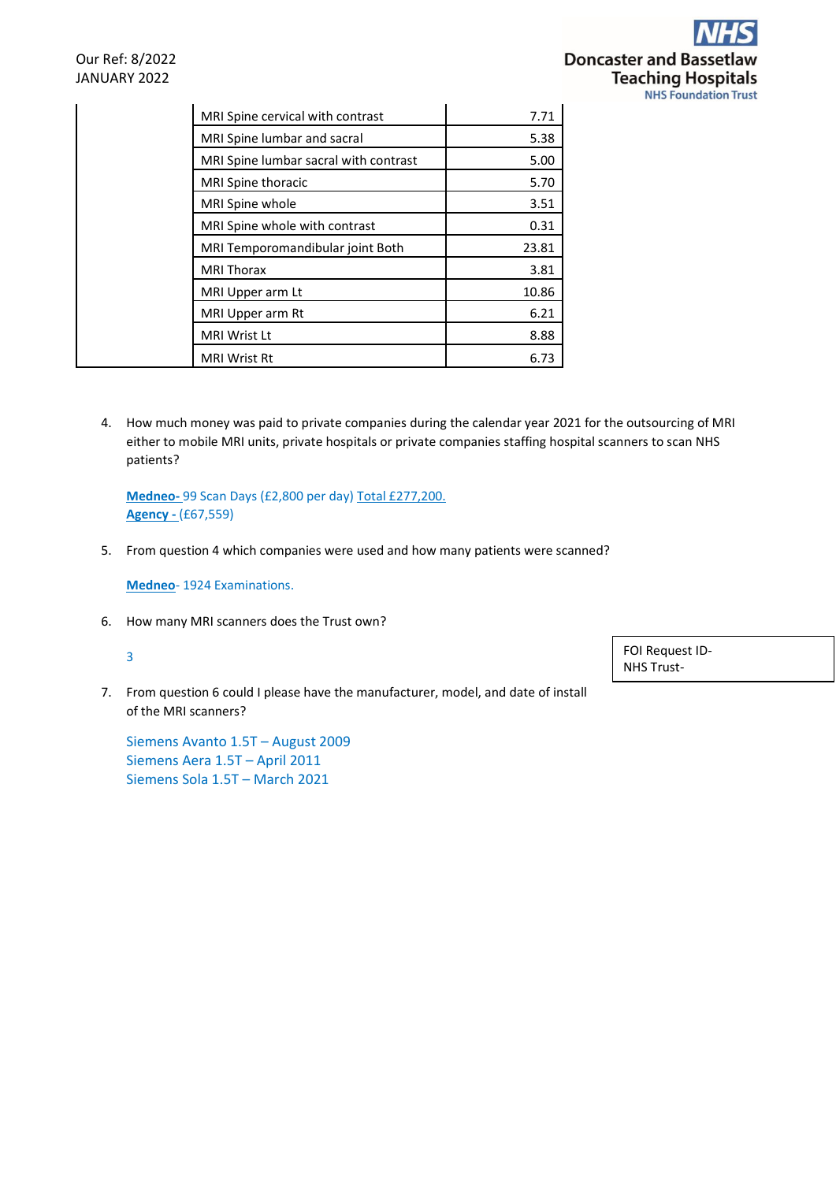| | | |
|---|---|---|
| | MRI Spine cervical with contrast | 7.71 |
| | MRI Spine lumbar and sacral | 5.38 |
| | MRI Spine lumbar sacral with contrast | 5.00 |
| | MRI Spine thoracic | 5.70 |
| | MRI Spine whole | 3.51 |
| | MRI Spine whole with contrast | 0.31 |
| | MRI Temporomandibular joint Both | 23.81 |
| | MRI Thorax | 3.81 |
| | MRI Upper arm Lt | 10.86 |
| | MRI Upper arm Rt | 6.21 |
| | MRI Wrist Lt | 8.88 |
| | MRI Wrist Rt | 6.73 |

4. How much money was paid to private companies during the calendar year 2021 for the outsourcing of MRI either to mobile MRI units, private hospitals or private companies staffing hospital scanners to scan NHS patients?

   **Medneo-** 99 Scan Days (£2,800 per day) Total £277,200.
   **Agency -** (£67,559)

5. From question 4 which companies were used and how many patients were scanned?

   **Medneo**- 1924 Examinations.

6. How many MRI scanners does the Trust own?

   3

7. From question 6 could I please have the manufacturer, model, and date of install of the MRI scanners?

   Siemens Avanto 1.5T – August 2009
   Siemens Aera 1.5T – April 2011
   Siemens Sola 1.5T – March 2021

FOI Request ID-
NHS Trust-